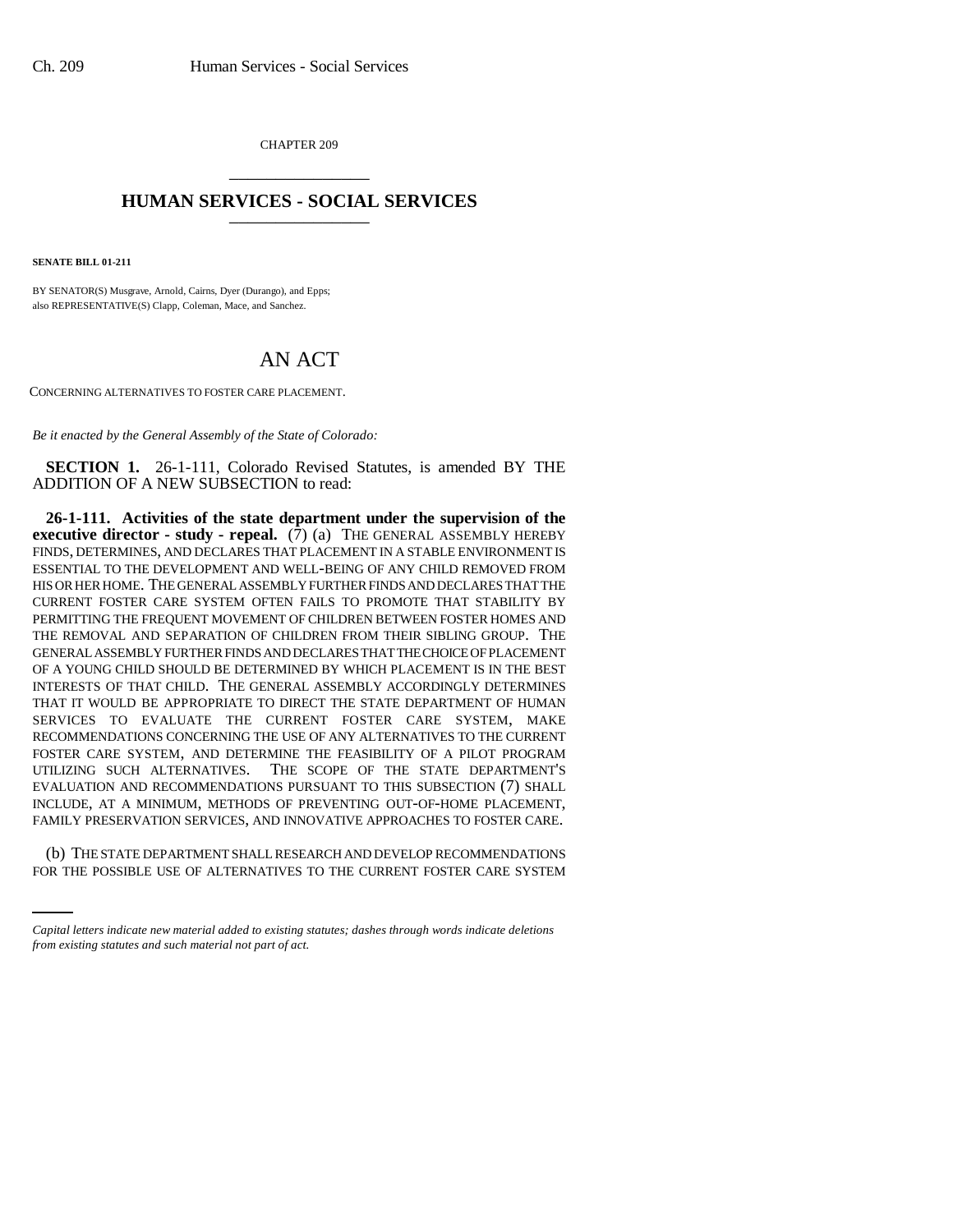CHAPTER 209

# HUMAN SERVICES - SOCIAL SERVICES

**SENATE BILL 01-211**

BY SENATOR(S) Musgrave, Arnold, Cairns, Dyer (Durango), and Epps;
also REPRESENTATIVE(S) Clapp, Coleman, Mace, and Sanchez.

# AN ACT

CONCERNING ALTERNATIVES TO FOSTER CARE PLACEMENT.

*Be it enacted by the General Assembly of the State of Colorado:*

**SECTION 1.** 26-1-111, Colorado Revised Statutes, is amended BY THE ADDITION OF A NEW SUBSECTION to read:

**26-1-111. Activities of the state department under the supervision of the executive director - study - repeal.** (7) (a) THE GENERAL ASSEMBLY HEREBY FINDS, DETERMINES, AND DECLARES THAT PLACEMENT IN A STABLE ENVIRONMENT IS ESSENTIAL TO THE DEVELOPMENT AND WELL-BEING OF ANY CHILD REMOVED FROM HIS OR HER HOME. THE GENERAL ASSEMBLY FURTHER FINDS AND DECLARES THAT THE CURRENT FOSTER CARE SYSTEM OFTEN FAILS TO PROMOTE THAT STABILITY BY PERMITTING THE FREQUENT MOVEMENT OF CHILDREN BETWEEN FOSTER HOMES AND THE REMOVAL AND SEPARATION OF CHILDREN FROM THEIR SIBLING GROUP. THE GENERAL ASSEMBLY FURTHER FINDS AND DECLARES THAT THE CHOICE OF PLACEMENT OF A YOUNG CHILD SHOULD BE DETERMINED BY WHICH PLACEMENT IS IN THE BEST INTERESTS OF THAT CHILD. THE GENERAL ASSEMBLY ACCORDINGLY DETERMINES THAT IT WOULD BE APPROPRIATE TO DIRECT THE STATE DEPARTMENT OF HUMAN SERVICES TO EVALUATE THE CURRENT FOSTER CARE SYSTEM, MAKE RECOMMENDATIONS CONCERNING THE USE OF ANY ALTERNATIVES TO THE CURRENT FOSTER CARE SYSTEM, AND DETERMINE THE FEASIBILITY OF A PILOT PROGRAM UTILIZING SUCH ALTERNATIVES. THE SCOPE OF THE STATE DEPARTMENT'S EVALUATION AND RECOMMENDATIONS PURSUANT TO THIS SUBSECTION (7) SHALL INCLUDE, AT A MINIMUM, METHODS OF PREVENTING OUT-OF-HOME PLACEMENT, FAMILY PRESERVATION SERVICES, AND INNOVATIVE APPROACHES TO FOSTER CARE.

(b) THE STATE DEPARTMENT SHALL RESEARCH AND DEVELOP RECOMMENDATIONS FOR THE POSSIBLE USE OF ALTERNATIVES TO THE CURRENT FOSTER CARE SYSTEM

*Capital letters indicate new material added to existing statutes; dashes through words indicate deletions from existing statutes and such material not part of act.*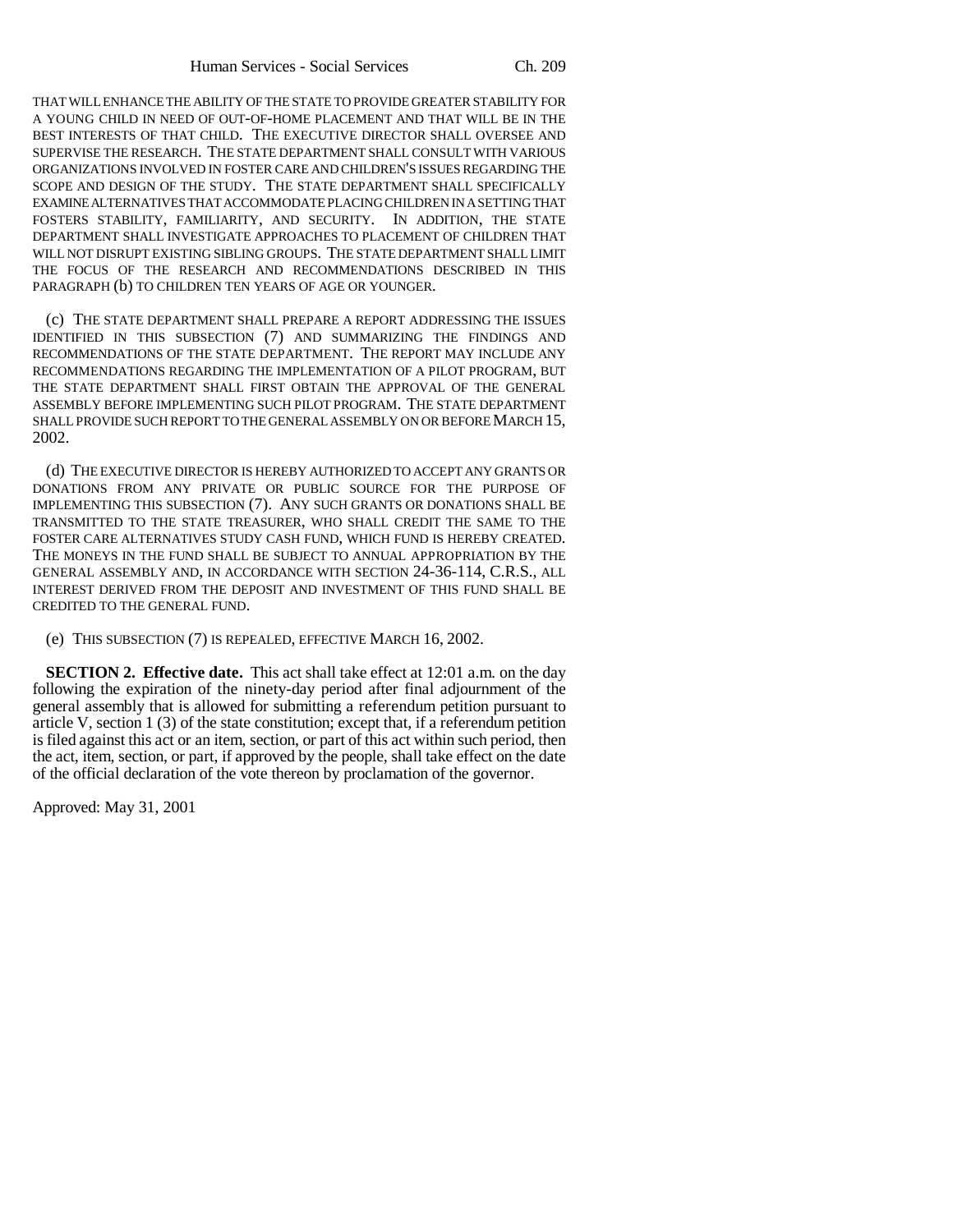THAT WILL ENHANCE THE ABILITY OF THE STATE TO PROVIDE GREATER STABILITY FOR A YOUNG CHILD IN NEED OF OUT-OF-HOME PLACEMENT AND THAT WILL BE IN THE BEST INTERESTS OF THAT CHILD. THE EXECUTIVE DIRECTOR SHALL OVERSEE AND SUPERVISE THE RESEARCH. THE STATE DEPARTMENT SHALL CONSULT WITH VARIOUS ORGANIZATIONS INVOLVED IN FOSTER CARE AND CHILDREN'S ISSUES REGARDING THE SCOPE AND DESIGN OF THE STUDY. THE STATE DEPARTMENT SHALL SPECIFICALLY EXAMINE ALTERNATIVES THAT ACCOMMODATE PLACING CHILDREN IN A SETTING THAT FOSTERS STABILITY, FAMILIARITY, AND SECURITY. IN ADDITION, THE STATE DEPARTMENT SHALL INVESTIGATE APPROACHES TO PLACEMENT OF CHILDREN THAT WILL NOT DISRUPT EXISTING SIBLING GROUPS. THE STATE DEPARTMENT SHALL LIMIT THE FOCUS OF THE RESEARCH AND RECOMMENDATIONS DESCRIBED IN THIS PARAGRAPH (b) TO CHILDREN TEN YEARS OF AGE OR YOUNGER.

(c) THE STATE DEPARTMENT SHALL PREPARE A REPORT ADDRESSING THE ISSUES IDENTIFIED IN THIS SUBSECTION (7) AND SUMMARIZING THE FINDINGS AND RECOMMENDATIONS OF THE STATE DEPARTMENT. THE REPORT MAY INCLUDE ANY RECOMMENDATIONS REGARDING THE IMPLEMENTATION OF A PILOT PROGRAM, BUT THE STATE DEPARTMENT SHALL FIRST OBTAIN THE APPROVAL OF THE GENERAL ASSEMBLY BEFORE IMPLEMENTING SUCH PILOT PROGRAM. THE STATE DEPARTMENT SHALL PROVIDE SUCH REPORT TO THE GENERAL ASSEMBLY ON OR BEFORE MARCH 15, 2002.

(d) THE EXECUTIVE DIRECTOR IS HEREBY AUTHORIZED TO ACCEPT ANY GRANTS OR DONATIONS FROM ANY PRIVATE OR PUBLIC SOURCE FOR THE PURPOSE OF IMPLEMENTING THIS SUBSECTION (7). ANY SUCH GRANTS OR DONATIONS SHALL BE TRANSMITTED TO THE STATE TREASURER, WHO SHALL CREDIT THE SAME TO THE FOSTER CARE ALTERNATIVES STUDY CASH FUND, WHICH FUND IS HEREBY CREATED. THE MONEYS IN THE FUND SHALL BE SUBJECT TO ANNUAL APPROPRIATION BY THE GENERAL ASSEMBLY AND, IN ACCORDANCE WITH SECTION 24-36-114, C.R.S., ALL INTEREST DERIVED FROM THE DEPOSIT AND INVESTMENT OF THIS FUND SHALL BE CREDITED TO THE GENERAL FUND.

(e) THIS SUBSECTION (7) IS REPEALED, EFFECTIVE MARCH 16, 2002.

**SECTION 2. Effective date.** This act shall take effect at 12:01 a.m. on the day following the expiration of the ninety-day period after final adjournment of the general assembly that is allowed for submitting a referendum petition pursuant to article V, section 1 (3) of the state constitution; except that, if a referendum petition is filed against this act or an item, section, or part of this act within such period, then the act, item, section, or part, if approved by the people, shall take effect on the date of the official declaration of the vote thereon by proclamation of the governor.

Approved: May 31, 2001